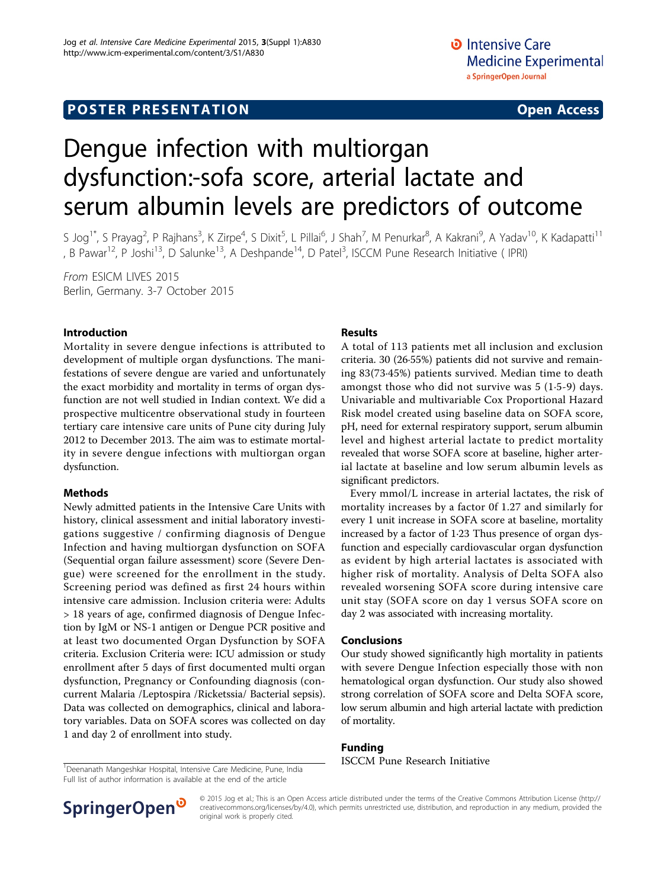POSTER PRESENTATION Open Access

# Dengue infection with multiorgan dysfunction:-sofa score, arterial lactate and serum albumin levels are predictors of outcome

S Jog[1*], S Prayag[2], P Rajhans[3], K Zirpe[4], S Dixit[5], L Pillai[6], J Shah[7], M Penurkar[8], A Kakrani[9], A Yadav[10], K Kadapatti[11], B Pawar[12], P Joshi[13], D Salunke[13], A Deshpande[14], D Patel[3], ISCCM Pune Research Initiative ( IPRI)

*From* ESICM LIVES 2015
Berlin, Germany. 3-7 October 2015

## Introduction

Mortality in severe dengue infections is attributed to development of multiple organ dysfunctions. The manifestations of severe dengue are varied and unfortunately the exact morbidity and mortality in terms of organ dysfunction are not well studied in Indian context. We did a prospective multicentre observational study in fourteen tertiary care intensive care units of Pune city during July 2012 to December 2013. The aim was to estimate mortality in severe dengue infections with multiorgan organ dysfunction.

## Methods

Newly admitted patients in the Intensive Care Units with history, clinical assessment and initial laboratory investigations suggestive / confirming diagnosis of Dengue Infection and having multiorgan dysfunction on SOFA (Sequential organ failure assessment) score (Severe Dengue) were screened for the enrollment in the study. Screening period was defined as first 24 hours within intensive care admission. Inclusion criteria were: Adults > 18 years of age, confirmed diagnosis of Dengue Infection by IgM or NS-1 antigen or Dengue PCR positive and at least two documented Organ Dysfunction by SOFA criteria. Exclusion Criteria were: ICU admission or study enrollment after 5 days of first documented multi organ dysfunction, Pregnancy or Confounding diagnosis (concurrent Malaria /Leptospira /Ricketssia/ Bacterial sepsis). Data was collected on demographics, clinical and laboratory variables. Data on SOFA scores was collected on day 1 and day 2 of enrollment into study.

## Results

A total of 113 patients met all inclusion and exclusion criteria. 30 (26·55%) patients did not survive and remaining 83(73·45%) patients survived. Median time to death amongst those who did not survive was 5 (1·5-9) days. Univariable and multivariable Cox Proportional Hazard Risk model created using baseline data on SOFA score, pH, need for external respiratory support, serum albumin level and highest arterial lactate to predict mortality revealed that worse SOFA score at baseline, higher arterial lactate at baseline and low serum albumin levels as significant predictors.

Every mmol/L increase in arterial lactates, the risk of mortality increases by a factor 0f 1.27 and similarly for every 1 unit increase in SOFA score at baseline, mortality increased by a factor of 1·23 Thus presence of organ dysfunction and especially cardiovascular organ dysfunction as evident by high arterial lactates is associated with higher risk of mortality. Analysis of Delta SOFA also revealed worsening SOFA score during intensive care unit stay (SOFA score on day 1 versus SOFA score on day 2 was associated with increasing mortality.

## Conclusions

Our study showed significantly high mortality in patients with severe Dengue Infection especially those with non hematological organ dysfunction. Our study also showed strong correlation of SOFA score and Delta SOFA score, low serum albumin and high arterial lactate with prediction of mortality.

## Funding

ISCCM Pune Research Initiative

[1]Deenanath Mangeshkar Hospital, Intensive Care Medicine, Pune, India
Full list of author information is available at the end of the article

© 2015 Jog et al.; This is an Open Access article distributed under the terms of the Creative Commons Attribution License (http://creativecommons.org/licenses/by/4.0), which permits unrestricted use, distribution, and reproduction in any medium, provided the original work is properly cited.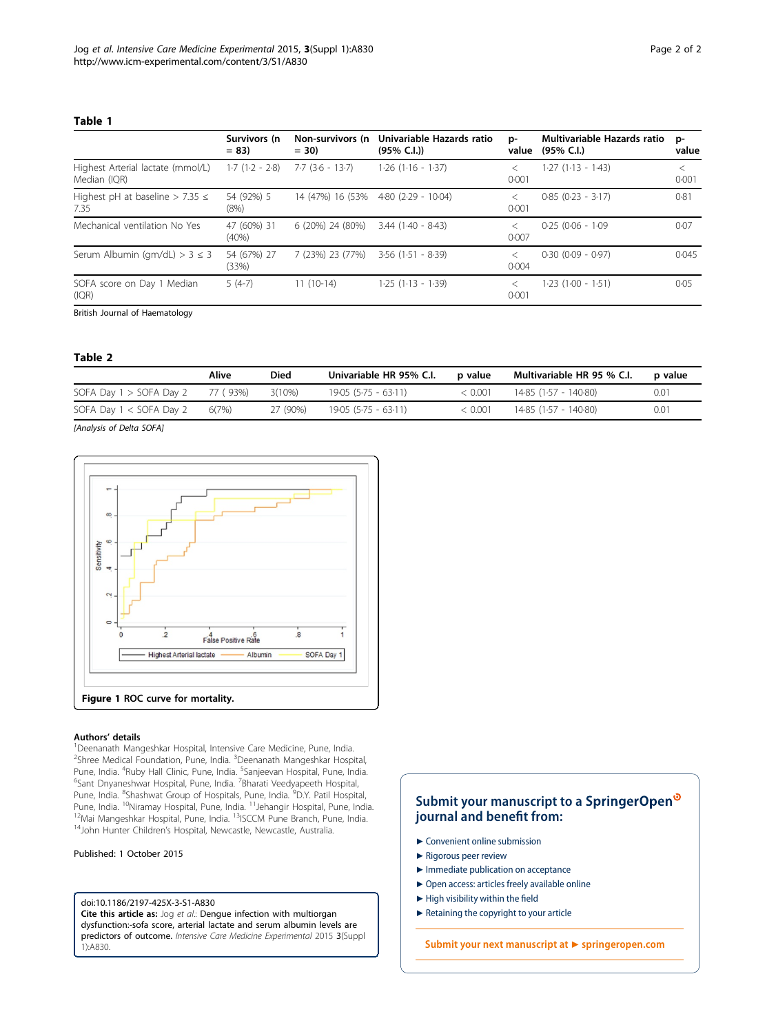**Table 1**

| | Survivors (n = 83) | Non-survivors (n = 30) | Univariable Hazards ratio (95% C.I.)) | p-value | Multivariable Hazards ratio (95% C.I.) | p-value |
|---|---|---|---|---|---|---|
| Highest Arterial lactate (mmol/L) Median (IQR) | 1·7 (1·2 - 2·8) | 7·7 (3·6 - 13·7) | 1·26 (1·16 - 1·37) | < 0·001 | 1·27 (1·13 - 1·43) | < 0·001 |
| Highest pH at baseline > 7.35 ≤ 7.35 | 54 (92%) 5 (8%) | 14 (47%) 16 (53% | 4·80 (2·29 - 10·04) | < 0·001 | 0·85 (0·23 - 3·17) | 0·81 |
| Mechanical ventilation No Yes | 47 (60%) 31 (40%) | 6 (20%) 24 (80%) | 3·44 (1·40 - 8·43) | < 0·007 | 0·25 (0·06 - 1·09 | 0·07 |
| Serum Albumin (gm/dL) > 3 ≤ 3 | 54 (67%) 27 (33%) | 7 (23%) 23 (77%) | 3·56 (1·51 - 8·39) | < 0·004 | 0·30 (0·09 - 0·97) | 0·045 |
| SOFA score on Day 1 Median (IQR) | 5 (4-7) | 11 (10-14) | 1·25 (1·13 - 1·39) | < 0·001 | 1·23 (1·00 - 1·51) | 0·05 |

British Journal of Haematology

**Table 2**

| | Alive | Died | Univariable HR 95% C.I. | p value | Multivariable HR 95 % C.I. | p value |
|---|---|---|---|---|---|---|
| SOFA Day 1 > SOFA Day 2 | 77 ( 93%) | 3(10%) | 19·05 (5·75 - 63·11) | < 0.001 | 14·85 (1·57 - 140·80) | 0.01 |
| SOFA Day 1 < SOFA Day 2 | 6(7%) | 27 (90%) | 19·05 (5·75 - 63·11) | < 0.001 | 14·85 (1·57 - 140·80) | 0.01 |

*[Analysis of Delta SOFA]*

Sensitivity
0
.2
.4
.6
.8
1
False Positive Rate
Highest Arterial lactate
Albumin
SOFA Day 1

**Figure 1** ROC curve for mortality.

### Authors' details

[1]Deenanath Mangeshkar Hospital, Intensive Care Medicine, Pune, India. [2]Shree Medical Foundation, Pune, India. [3]Deenanath Mangeshkar Hospital, Pune, India. [4]Ruby Hall Clinic, Pune, India. [5]Sanjeevan Hospital, Pune, India. [6]Sant Dnyaneshwar Hospital, Pune, India. [7]Bharati Veedyapeeth Hospital, Pune, India. [8]Shashwat Group of Hospitals, Pune, India. [9]D.Y. Patil Hospital, Pune, India. [10]Niramay Hospital, Pune, India. [11]Jehangir Hospital, Pune, India. [12]Mai Mangeshkar Hospital, Pune, India. [13]ISCCM Pune Branch, Pune, India. [14]John Hunter Children's Hospital, Newcastle, Newcastle, Australia.

Published: 1 October 2015

doi:10.1186/2197-425X-3-S1-A830
**Cite this article as:** Jog *et al.*: Dengue infection with multiorgan dysfunction:-sofa score, arterial lactate and serum albumin levels are predictors of outcome. *Intensive Care Medicine Experimental* 2015 **3**(Suppl 1):A830.

**Submit your manuscript to a SpringerOpen journal and benefit from:**

- ► Convenient online submission
- ► Rigorous peer review
- ► Immediate publication on acceptance
- ► Open access: articles freely available online
- ► High visibility within the field
- ► Retaining the copyright to your article

**Submit your next manuscript at ► springeropen.com**